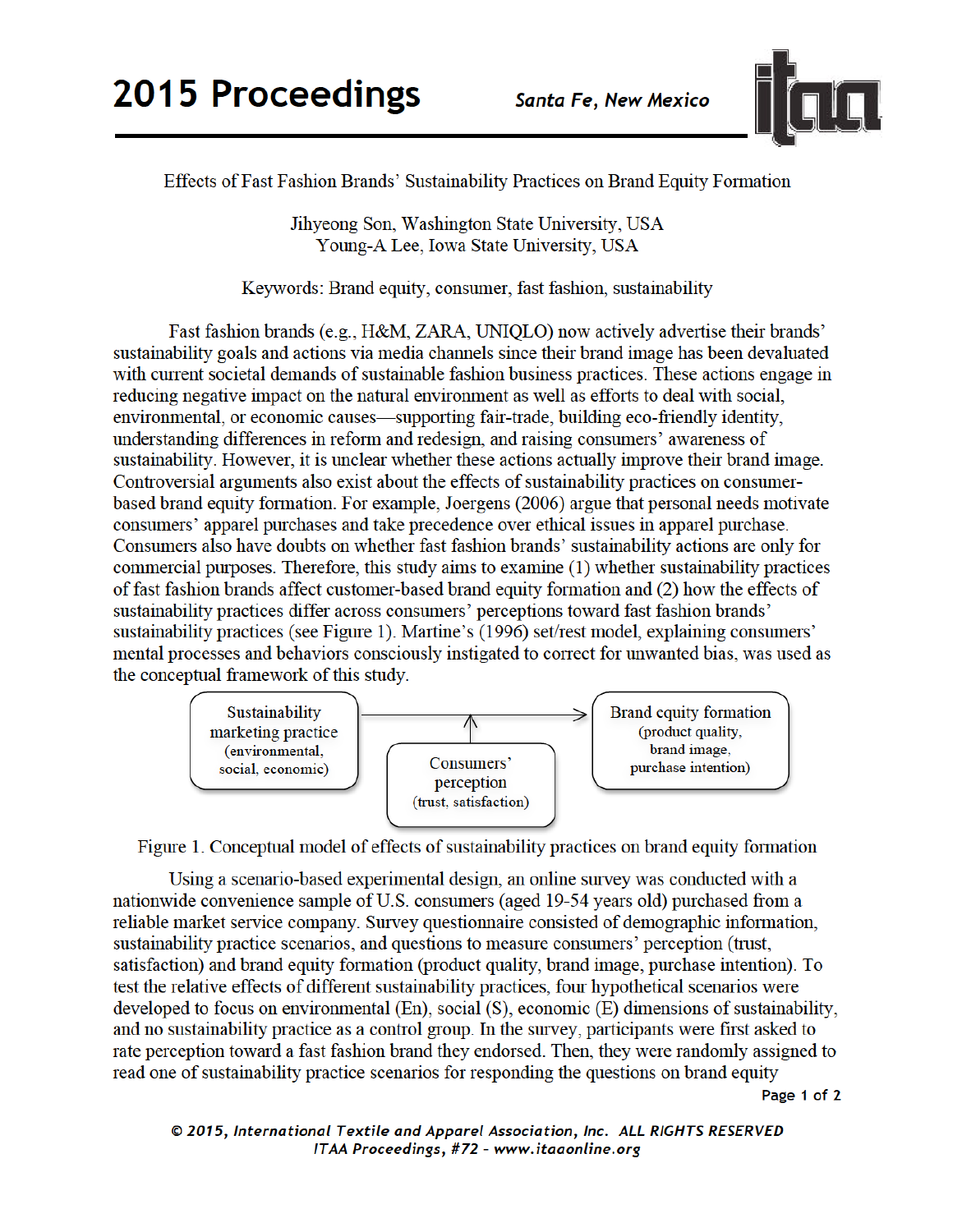Effects of Fast Fashion Brands' Sustainability Practices on Brand Equity Formation

Jihyeong Son, Washington State University, USA
Young-A Lee, Iowa State University, USA

Keywords: Brand equity, consumer, fast fashion, sustainability

Fast fashion brands (e.g., H&M, ZARA, UNIQLO) now actively advertise their brands' sustainability goals and actions via media channels since their brand image has been devaluated with current societal demands of sustainable fashion business practices. These actions engage in reducing negative impact on the natural environment as well as efforts to deal with social, environmental, or economic causes—supporting fair-trade, building eco-friendly identity, understanding differences in reform and redesign, and raising consumers' awareness of sustainability. However, it is unclear whether these actions actually improve their brand image. Controversial arguments also exist about the effects of sustainability practices on consumer-based brand equity formation. For example, Joergens (2006) argue that personal needs motivate consumers' apparel purchases and take precedence over ethical issues in apparel purchase. Consumers also have doubts on whether fast fashion brands' sustainability actions are only for commercial purposes. Therefore, this study aims to examine (1) whether sustainability practices of fast fashion brands affect customer-based brand equity formation and (2) how the effects of sustainability practices differ across consumers' perceptions toward fast fashion brands' sustainability practices (see Figure 1). Martine's (1996) set/rest model, explaining consumers' mental processes and behaviors consciously instigated to correct for unwanted bias, was used as the conceptual framework of this study.

Sustainability marketing practice (environmental, social, economic) → Brand equity formation (product quality, brand image, purchase intention)
Consumers' perception (trust, satisfaction)

Figure 1. Conceptual model of effects of sustainability practices on brand equity formation

Using a scenario-based experimental design, an online survey was conducted with a nationwide convenience sample of U.S. consumers (aged 19-54 years old) purchased from a reliable market service company. Survey questionnaire consisted of demographic information, sustainability practice scenarios, and questions to measure consumers' perception (trust, satisfaction) and brand equity formation (product quality, brand image, purchase intention). To test the relative effects of different sustainability practices, four hypothetical scenarios were developed to focus on environmental (En), social (S), economic (E) dimensions of sustainability, and no sustainability practice as a control group. In the survey, participants were first asked to rate perception toward a fast fashion brand they endorsed. Then, they were randomly assigned to read one of sustainability practice scenarios for responding the questions on brand equity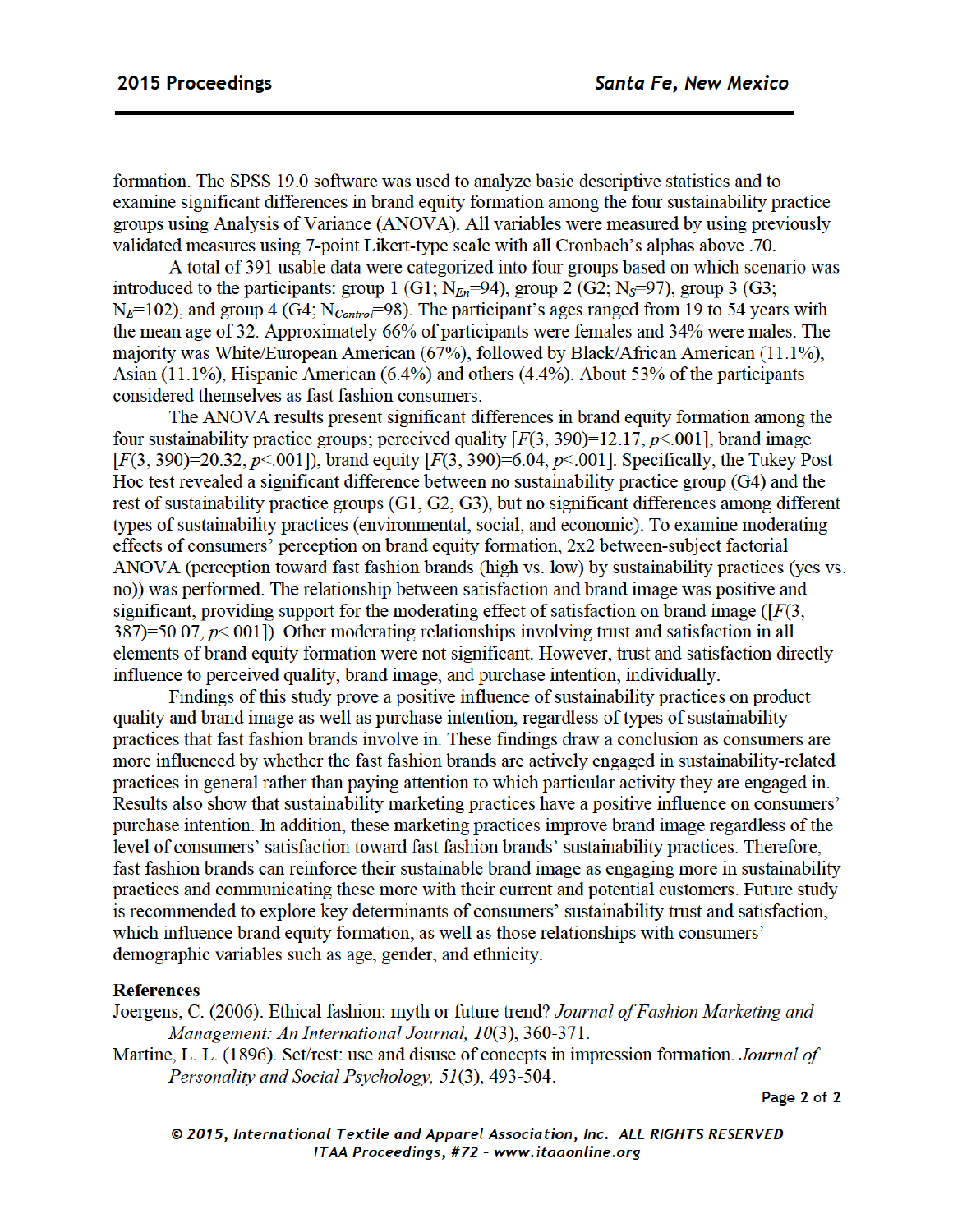formation. The SPSS 19.0 software was used to analyze basic descriptive statistics and to examine significant differences in brand equity formation among the four sustainability practice groups using Analysis of Variance (ANOVA). All variables were measured by using previously validated measures using 7-point Likert-type scale with all Cronbach's alphas above .70.

A total of 391 usable data were categorized into four groups based on which scenario was introduced to the participants: group 1 (G1; $N_{En}$=94), group 2 (G2; $N_S$=97), group 3 (G3; $N_E$=102), and group 4 (G4; $N_{Control}$=98). The participant's ages ranged from 19 to 54 years with the mean age of 32. Approximately 66% of participants were females and 34% were males. The majority was White/European American (67%), followed by Black/African American (11.1%), Asian (11.1%), Hispanic American (6.4%) and others (4.4%). About 53% of the participants considered themselves as fast fashion consumers.

The ANOVA results present significant differences in brand equity formation among the four sustainability practice groups; perceived quality [$F(3, 390)=12.17, p<.001$], brand image [$F(3, 390)=20.32, p<.001$]), brand equity [$F(3, 390)=6.04, p<.001$]. Specifically, the Tukey Post Hoc test revealed a significant difference between no sustainability practice group (G4) and the rest of sustainability practice groups (G1, G2, G3), but no significant differences among different types of sustainability practices (environmental, social, and economic). To examine moderating effects of consumers' perception on brand equity formation, 2x2 between-subject factorial ANOVA (perception toward fast fashion brands (high vs. low) by sustainability practices (yes vs. no)) was performed. The relationship between satisfaction and brand image was positive and significant, providing support for the moderating effect of satisfaction on brand image ([$F(3, 387)=50.07, p<.001$]). Other moderating relationships involving trust and satisfaction in all elements of brand equity formation were not significant. However, trust and satisfaction directly influence to perceived quality, brand image, and purchase intention, individually.

Findings of this study prove a positive influence of sustainability practices on product quality and brand image as well as purchase intention, regardless of types of sustainability practices that fast fashion brands involve in. These findings draw a conclusion as consumers are more influenced by whether the fast fashion brands are actively engaged in sustainability-related practices in general rather than paying attention to which particular activity they are engaged in. Results also show that sustainability marketing practices have a positive influence on consumers' purchase intention. In addition, these marketing practices improve brand image regardless of the level of consumers' satisfaction toward fast fashion brands' sustainability practices. Therefore, fast fashion brands can reinforce their sustainable brand image as engaging more in sustainability practices and communicating these more with their current and potential customers. Future study is recommended to explore key determinants of consumers' sustainability trust and satisfaction, which influence brand equity formation, as well as those relationships with consumers' demographic variables such as age, gender, and ethnicity.

**References**

Joergens, C. (2006). Ethical fashion: myth or future trend? *Journal of Fashion Marketing and Management: An International Journal, 10*(3), 360-371.

Martine, L. L. (1896). Set/rest: use and disuse of concepts in impression formation. *Journal of Personality and Social Psychology, 51*(3), 493-504.